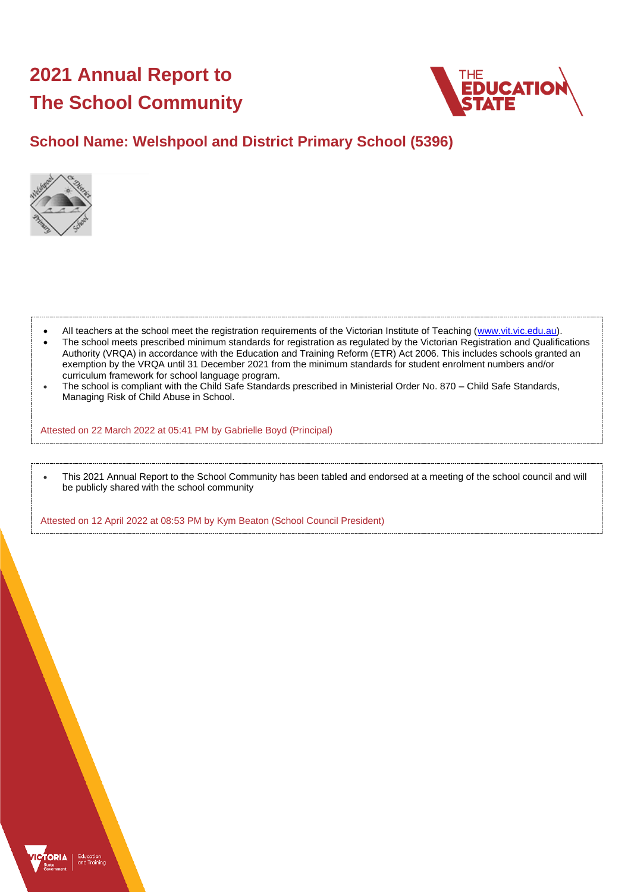# 2021 Annual Report to The School Community

## School Name: Welshpool and District Primary School (5396)

- All teachers at the school meet the registration requirements of the Victorian Institute of Teaching (www.vit.vic.edu.au).
- The school meets prescribed minimum standards for registration as regulated by the Victorian Registration and Qualifications Authority (VRQA) in accordance with the Education and Training Reform (ETR) Act 2006. This includes schools granted an exemption by the VRQA until 31 December 2021 from the minimum standards for student enrolment numbers and/or curriculum framework for school language program.
- The school is compliant with the Child Safe Standards prescribed in Ministerial Order No. 870 – Child Safe Standards, Managing Risk of Child Abuse in School.

Attested on 22 March 2022 at 05:41 PM by Gabrielle Boyd (Principal)

- This 2021 Annual Report to the School Community has been tabled and endorsed at a meeting of the school council and will be publicly shared with the school community

Attested on 12 April 2022 at 08:53 PM by Kym Beaton (School Council President)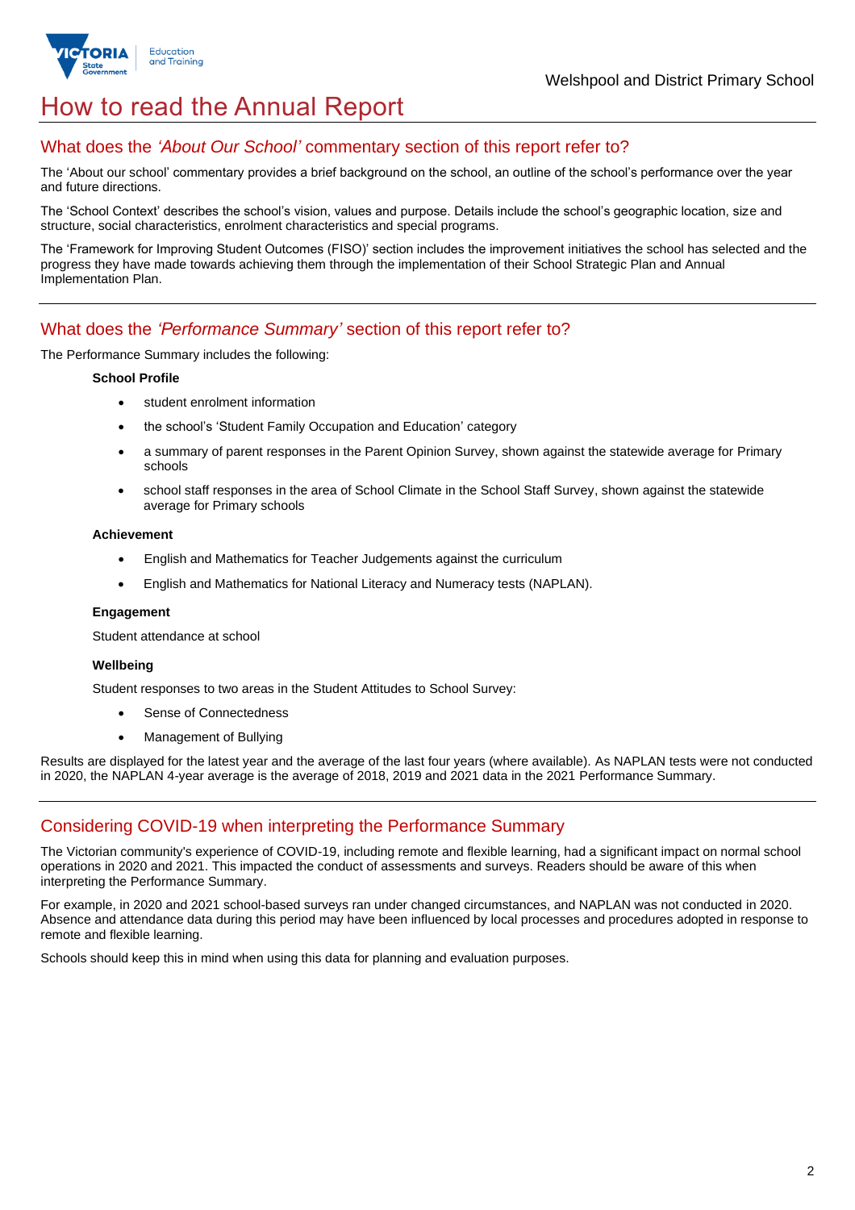# How to read the Annual Report

## What does the *'About Our School'* commentary section of this report refer to?

The 'About our school' commentary provides a brief background on the school, an outline of the school's performance over the year and future directions.

The 'School Context' describes the school's vision, values and purpose. Details include the school's geographic location, size and structure, social characteristics, enrolment characteristics and special programs.

The 'Framework for Improving Student Outcomes (FISO)' section includes the improvement initiatives the school has selected and the progress they have made towards achieving them through the implementation of their School Strategic Plan and Annual Implementation Plan.

## What does the *'Performance Summary'* section of this report refer to?

The Performance Summary includes the following:

**School Profile**

- student enrolment information
- the school's 'Student Family Occupation and Education' category
- a summary of parent responses in the Parent Opinion Survey, shown against the statewide average for Primary schools
- school staff responses in the area of School Climate in the School Staff Survey, shown against the statewide average for Primary schools

**Achievement**

- English and Mathematics for Teacher Judgements against the curriculum
- English and Mathematics for National Literacy and Numeracy tests (NAPLAN).

**Engagement**

Student attendance at school

**Wellbeing**

Student responses to two areas in the Student Attitudes to School Survey:

- Sense of Connectedness
- Management of Bullying

Results are displayed for the latest year and the average of the last four years (where available). As NAPLAN tests were not conducted in 2020, the NAPLAN 4-year average is the average of 2018, 2019 and 2021 data in the 2021 Performance Summary.

## Considering COVID-19 when interpreting the Performance Summary

The Victorian community's experience of COVID-19, including remote and flexible learning, had a significant impact on normal school operations in 2020 and 2021. This impacted the conduct of assessments and surveys. Readers should be aware of this when interpreting the Performance Summary.

For example, in 2020 and 2021 school-based surveys ran under changed circumstances, and NAPLAN was not conducted in 2020. Absence and attendance data during this period may have been influenced by local processes and procedures adopted in response to remote and flexible learning.

Schools should keep this in mind when using this data for planning and evaluation purposes.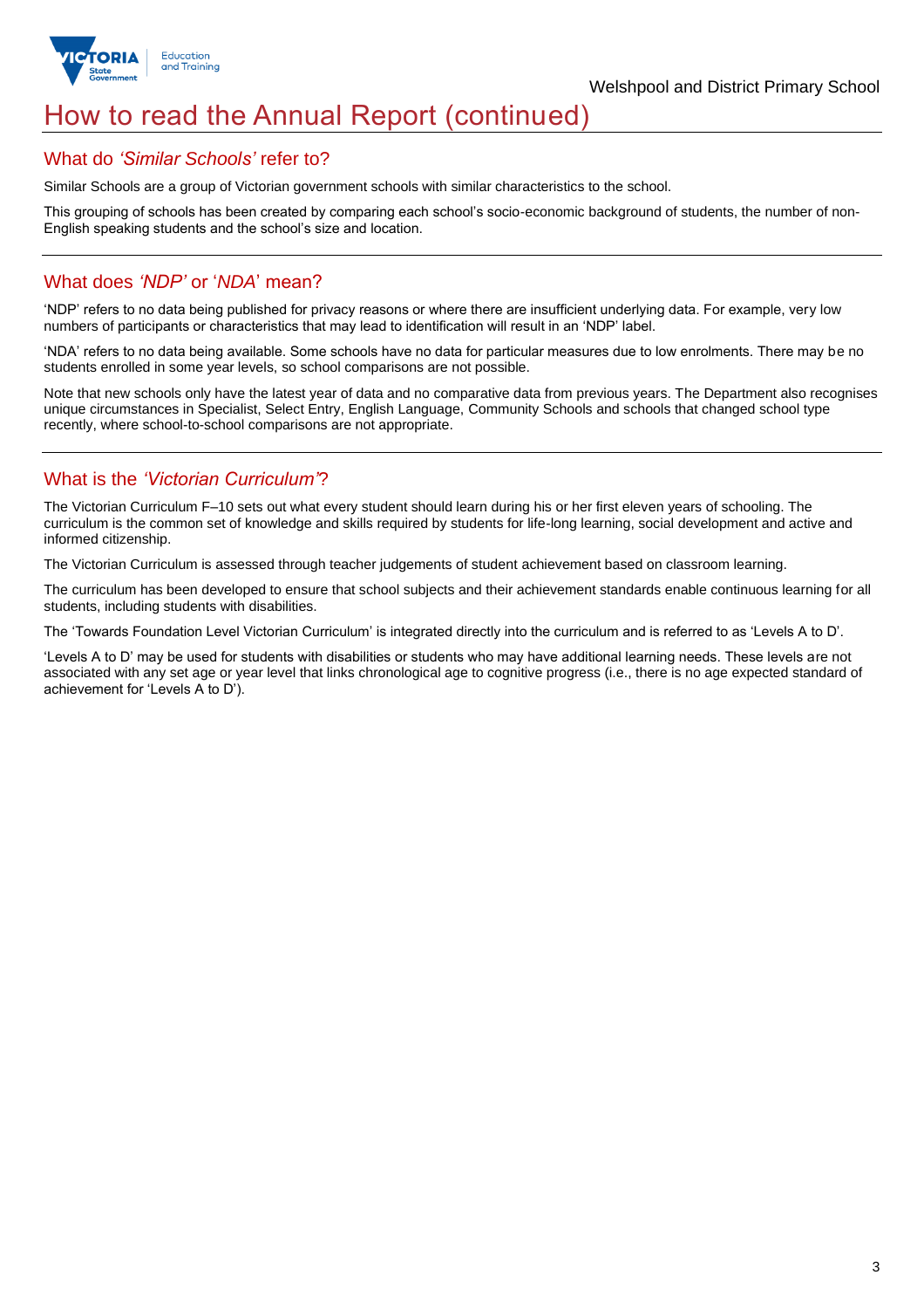# How to read the Annual Report (continued)

## What do *'Similar Schools'* refer to?

Similar Schools are a group of Victorian government schools with similar characteristics to the school.

This grouping of schools has been created by comparing each school's socio-economic background of students, the number of non-English speaking students and the school's size and location.

## What does *'NDP'* or '*NDA*' mean?

'NDP' refers to no data being published for privacy reasons or where there are insufficient underlying data. For example, very low numbers of participants or characteristics that may lead to identification will result in an 'NDP' label.

'NDA' refers to no data being available. Some schools have no data for particular measures due to low enrolments. There may be no students enrolled in some year levels, so school comparisons are not possible.

Note that new schools only have the latest year of data and no comparative data from previous years. The Department also recognises unique circumstances in Specialist, Select Entry, English Language, Community Schools and schools that changed school type recently, where school-to-school comparisons are not appropriate.

## What is the *'Victorian Curriculum'*?

The Victorian Curriculum F–10 sets out what every student should learn during his or her first eleven years of schooling. The curriculum is the common set of knowledge and skills required by students for life-long learning, social development and active and informed citizenship.

The Victorian Curriculum is assessed through teacher judgements of student achievement based on classroom learning.

The curriculum has been developed to ensure that school subjects and their achievement standards enable continuous learning for all students, including students with disabilities.

The 'Towards Foundation Level Victorian Curriculum' is integrated directly into the curriculum and is referred to as 'Levels A to D'.

'Levels A to D' may be used for students with disabilities or students who may have additional learning needs. These levels are not associated with any set age or year level that links chronological age to cognitive progress (i.e., there is no age expected standard of achievement for 'Levels A to D').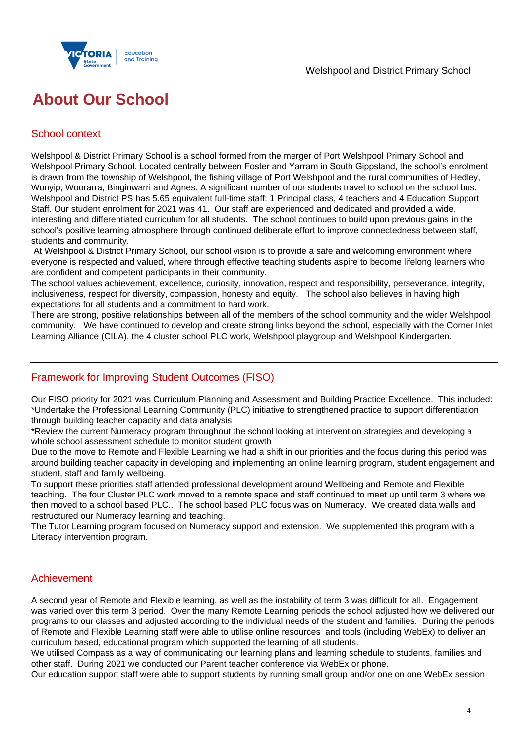# About Our School

## School context

Welshpool & District Primary School is a school formed from the merger of Port Welshpool Primary School and Welshpool Primary School. Located centrally between Foster and Yarram in South Gippsland, the school's enrolment is drawn from the township of Welshpool, the fishing village of Port Welshpool and the rural communities of Hedley, Wonyip, Woorarra, Binginwarri and Agnes. A significant number of our students travel to school on the school bus. Welshpool and District PS has 5.65 equivalent full-time staff: 1 Principal class, 4 teachers and 4 Education Support Staff. Our student enrolment for 2021 was 41. Our staff are experienced and dedicated and provided a wide, interesting and differentiated curriculum for all students. The school continues to build upon previous gains in the school's positive learning atmosphere through continued deliberate effort to improve connectedness between staff, students and community.

At Welshpool & District Primary School, our school vision is to provide a safe and welcoming environment where everyone is respected and valued, where through effective teaching students aspire to become lifelong learners who are confident and competent participants in their community.

The school values achievement, excellence, curiosity, innovation, respect and responsibility, perseverance, integrity, inclusiveness, respect for diversity, compassion, honesty and equity. The school also believes in having high expectations for all students and a commitment to hard work.

There are strong, positive relationships between all of the members of the school community and the wider Welshpool community. We have continued to develop and create strong links beyond the school, especially with the Corner Inlet Learning Alliance (CILA), the 4 cluster school PLC work, Welshpool playgroup and Welshpool Kindergarten.

## Framework for Improving Student Outcomes (FISO)

Our FISO priority for 2021 was Curriculum Planning and Assessment and Building Practice Excellence. This included:

*Undertake the Professional Learning Community (PLC) initiative to strengthened practice to support differentiation through building teacher capacity and data analysis

*Review the current Numeracy program throughout the school looking at intervention strategies and developing a whole school assessment schedule to monitor student growth

Due to the move to Remote and Flexible Learning we had a shift in our priorities and the focus during this period was around building teacher capacity in developing and implementing an online learning program, student engagement and student, staff and family wellbeing.

To support these priorities staff attended professional development around Wellbeing and Remote and Flexible teaching. The four Cluster PLC work moved to a remote space and staff continued to meet up until term 3 where we then moved to a school based PLC.. The school based PLC focus was on Numeracy. We created data walls and restructured our Numeracy learning and teaching.

The Tutor Learning program focused on Numeracy support and extension. We supplemented this program with a Literacy intervention program.

## Achievement

A second year of Remote and Flexible learning, as well as the instability of term 3 was difficult for all. Engagement was varied over this term 3 period. Over the many Remote Learning periods the school adjusted how we delivered our programs to our classes and adjusted according to the individual needs of the student and families. During the periods of Remote and Flexible Learning staff were able to utilise online resources and tools (including WebEx) to deliver an curriculum based, educational program which supported the learning of all students.

We utilised Compass as a way of communicating our learning plans and learning schedule to students, families and other staff. During 2021 we conducted our Parent teacher conference via WebEx or phone.

Our education support staff were able to support students by running small group and/or one on one WebEx session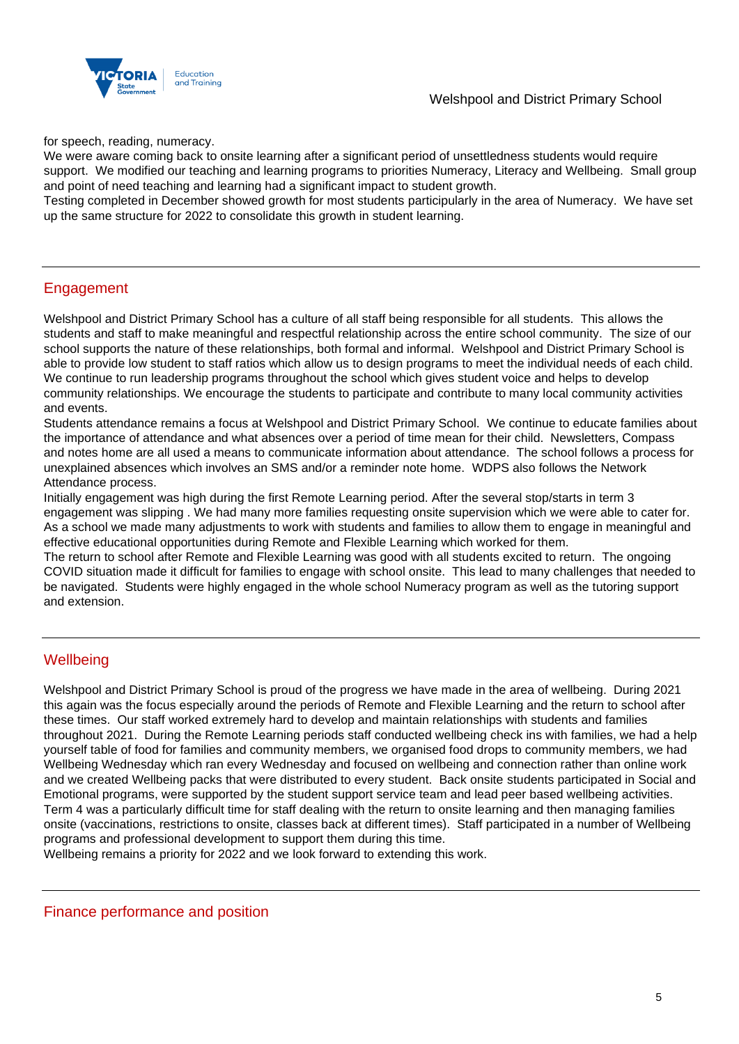for speech, reading, numeracy.

We were aware coming back to onsite learning after a significant period of unsettledness students would require support. We modified our teaching and learning programs to priorities Numeracy, Literacy and Wellbeing. Small group and point of need teaching and learning had a significant impact to student growth.

Testing completed in December showed growth for most students participarly in the area of Numeracy. We have set up the same structure for 2022 to consolidate this growth in student learning.

## Engagement

Welshpool and District Primary School has a culture of all staff being responsible for all students. This allows the students and staff to make meaningful and respectful relationship across the entire school community. The size of our school supports the nature of these relationships, both formal and informal. Welshpool and District Primary School is able to provide low student to staff ratios which allow us to design programs to meet the individual needs of each child. We continue to run leadership programs throughout the school which gives student voice and helps to develop community relationships. We encourage the students to participate and contribute to many local community activities and events.

Students attendance remains a focus at Welshpool and District Primary School. We continue to educate families about the importance of attendance and what absences over a period of time mean for their child. Newsletters, Compass and notes home are all used a means to communicate information about attendance. The school follows a process for unexplained absences which involves an SMS and/or a reminder note home. WDPS also follows the Network Attendance process.

Initially engagement was high during the first Remote Learning period. After the several stop/starts in term 3 engagement was slipping . We had many more families requesting onsite supervision which we were able to cater for. As a school we made many adjustments to work with students and families to allow them to engage in meaningful and effective educational opportunities during Remote and Flexible Learning which worked for them.

The return to school after Remote and Flexible Learning was good with all students excited to return. The ongoing COVID situation made it difficult for families to engage with school onsite. This lead to many challenges that needed to be navigated. Students were highly engaged in the whole school Numeracy program as well as the tutoring support and extension.

## Wellbeing

Welshpool and District Primary School is proud of the progress we have made in the area of wellbeing. During 2021 this again was the focus especially around the periods of Remote and Flexible Learning and the return to school after these times. Our staff worked extremely hard to develop and maintain relationships with students and families throughout 2021. During the Remote Learning periods staff conducted wellbeing check ins with families, we had a help yourself table of food for families and community members, we organised food drops to community members, we had Wellbeing Wednesday which ran every Wednesday and focused on wellbeing and connection rather than online work and we created Wellbeing packs that were distributed to every student. Back onsite students participated in Social and Emotional programs, were supported by the student support service team and lead peer based wellbeing activities. Term 4 was a particularly difficult time for staff dealing with the return to onsite learning and then managing families onsite (vaccinations, restrictions to onsite, classes back at different times). Staff participated in a number of Wellbeing programs and professional development to support them during this time.

Wellbeing remains a priority for 2022 and we look forward to extending this work.

## Finance performance and position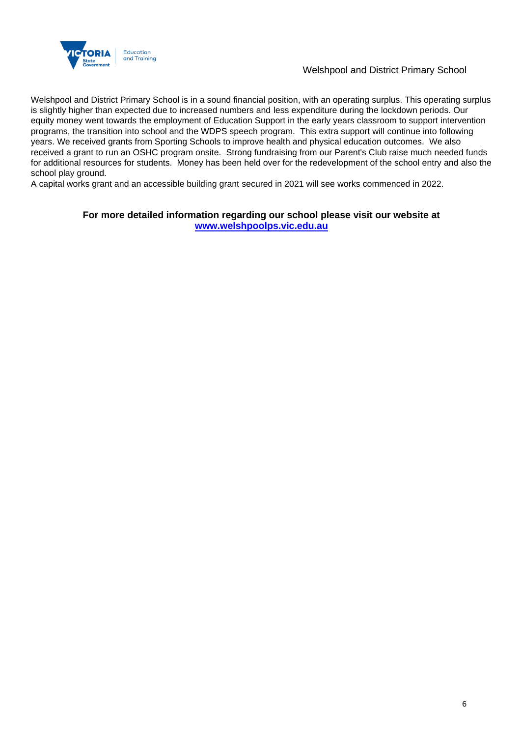Welshpool and District Primary School is in a sound financial position, with an operating surplus. This operating surplus is slightly higher than expected due to increased numbers and less expenditure during the lockdown periods. Our equity money went towards the employment of Education Support in the early years classroom to support intervention programs, the transition into school and the WDPS speech program. This extra support will continue into following years. We received grants from Sporting Schools to improve health and physical education outcomes. We also received a grant to run an OSHC program onsite. Strong fundraising from our Parent's Club raise much needed funds for additional resources for students. Money has been held over for the redevelopment of the school entry and also the school play ground.

A capital works grant and an accessible building grant secured in 2021 will see works commenced in 2022.

**For more detailed information regarding our school please visit our website at [www.welshpoolps.vic.edu.au](http://www.welshpoolps.vic.edu.au)**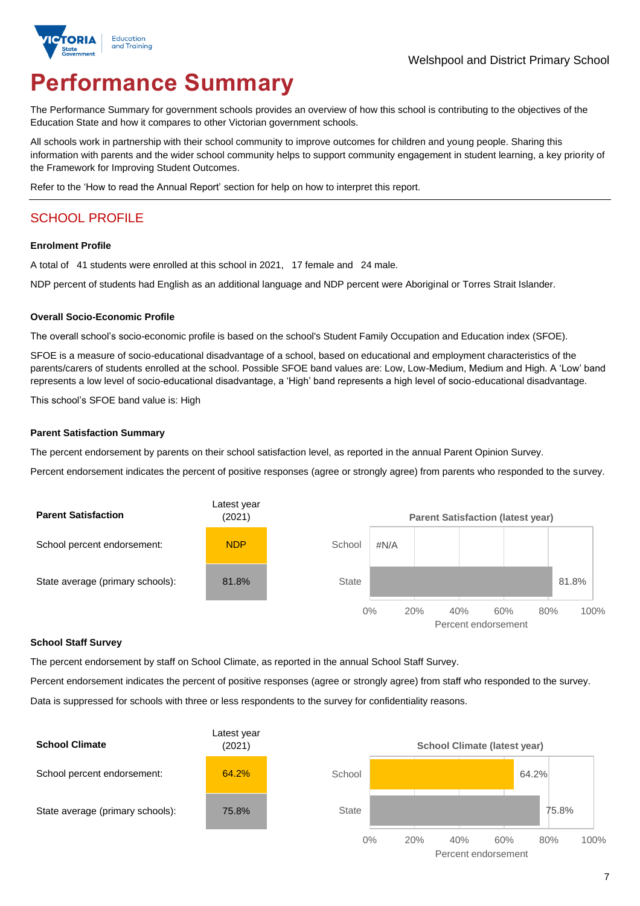Welshpool and District Primary School

# Performance Summary

The Performance Summary for government schools provides an overview of how this school is contributing to the objectives of the Education State and how it compares to other Victorian government schools.

All schools work in partnership with their school community to improve outcomes for children and young people. Sharing this information with parents and the wider school community helps to support community engagement in student learning, a key priority of the Framework for Improving Student Outcomes.

Refer to the 'How to read the Annual Report' section for help on how to interpret this report.

## SCHOOL PROFILE

### Enrolment Profile

A total of 41 students were enrolled at this school in 2021, 17 female and 24 male.

NDP percent of students had English as an additional language and NDP percent were Aboriginal or Torres Strait Islander.

### Overall Socio-Economic Profile

The overall school's socio-economic profile is based on the school's Student Family Occupation and Education index (SFOE).

SFOE is a measure of socio-educational disadvantage of a school, based on educational and employment characteristics of the parents/carers of students enrolled at the school. Possible SFOE band values are: Low, Low-Medium, Medium and High. A 'Low' band represents a low level of socio-educational disadvantage, a 'High' band represents a high level of socio-educational disadvantage.

This school's SFOE band value is: High

### Parent Satisfaction Summary

The percent endorsement by parents on their school satisfaction level, as reported in the annual Parent Opinion Survey.

Percent endorsement indicates the percent of positive responses (agree or strongly agree) from parents who responded to the survey.

| Parent Satisfaction | Latest year (2021) |
|---|---|
| School percent endorsement: | NDP |
| State average (primary schools): | 81.8% |

**Parent Satisfaction (latest year)**

| | Percent endorsement |
|---|---|
| School | #N/A |
| State | 81.8% |

### School Staff Survey

The percent endorsement by staff on School Climate, as reported in the annual School Staff Survey.

Percent endorsement indicates the percent of positive responses (agree or strongly agree) from staff who responded to the survey.

Data is suppressed for schools with three or less respondents to the survey for confidentiality reasons.

| School Climate | Latest year (2021) |
|---|---|
| School percent endorsement: | 64.2% |
| State average (primary schools): | 75.8% |

**School Climate (latest year)**

| | Percent endorsement |
|---|---|
| School | 64.2% |
| State | 75.8% |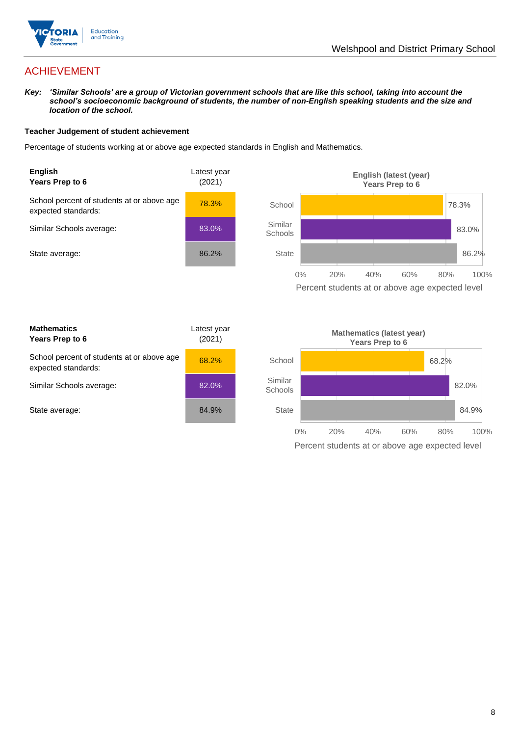## ACHIEVEMENT

***Key:*** ***'Similar Schools' are a group of Victorian government schools that are like this school, taking into account the school's socioeconomic background of students, the number of non-English speaking students and the size and location of the school.***

**Teacher Judgement of student achievement**

Percentage of students working at or above age expected standards in English and Mathematics.

| **English Years Prep to 6** | Latest year (2021) |
|---|---|
| School percent of students at or above age expected standards: | 78.3% |
| Similar Schools average: | 83.0% |
| State average: | 86.2% |

**English (latest (year) Years Prep to 6**

| | Percent students at or above age expected level |
|---|---|
| School | 78.3% |
| Similar Schools | 83.0% |
| State | 86.2% |

| **Mathematics Years Prep to 6** | Latest year (2021) |
|---|---|
| School percent of students at or above age expected standards: | 68.2% |
| Similar Schools average: | 82.0% |
| State average: | 84.9% |

**Mathematics (latest year) Years Prep to 6**

| | Percent students at or above age expected level |
|---|---|
| School | 68.2% |
| Similar Schools | 82.0% |
| State | 84.9% |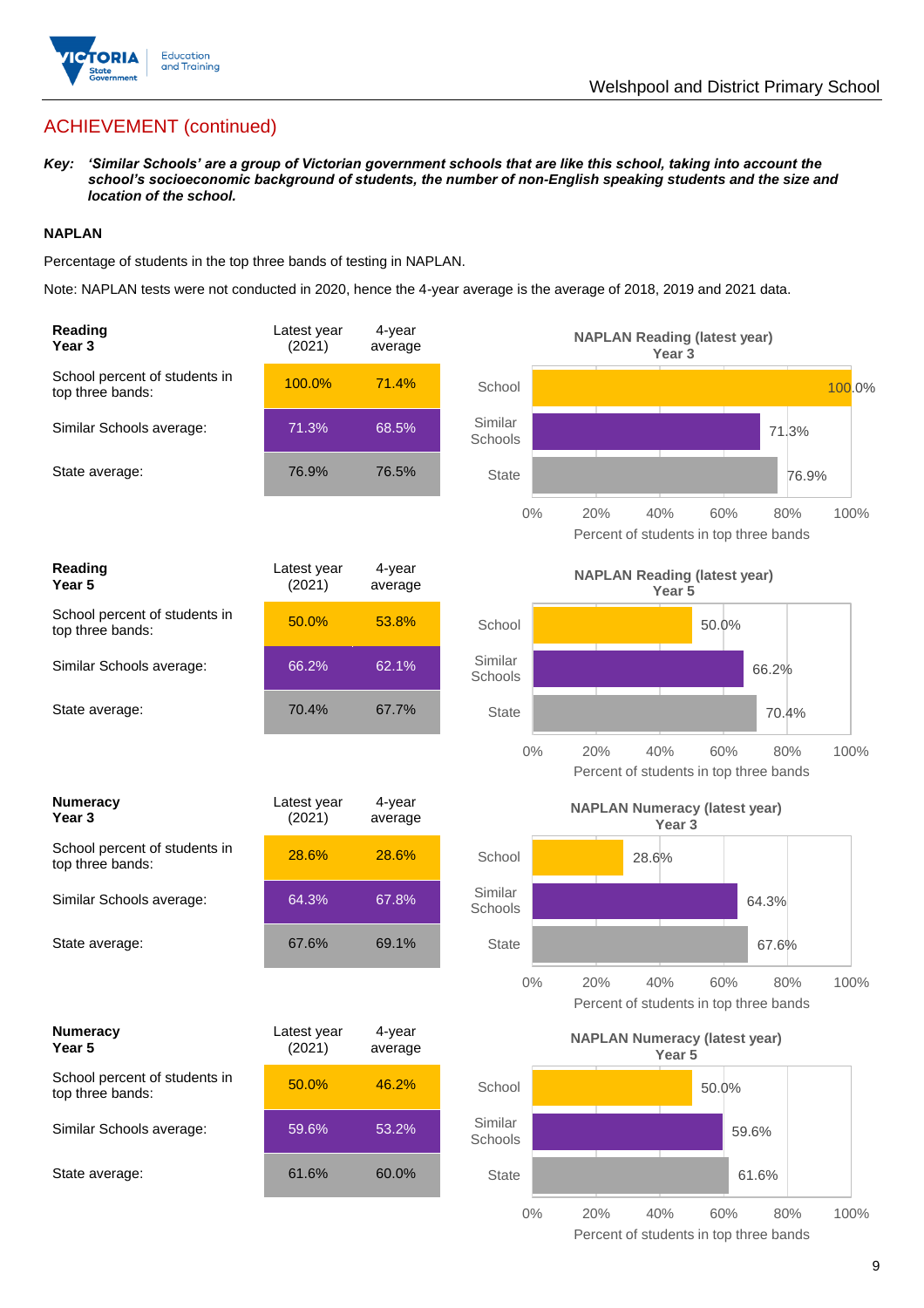## ACHIEVEMENT (continued)

***Key:*** ***'Similar Schools' are a group of Victorian government schools that are like this school, taking into account the school's socioeconomic background of students, the number of non-English speaking students and the size and location of the school.***

### NAPLAN

Percentage of students in the top three bands of testing in NAPLAN.

Note: NAPLAN tests were not conducted in 2020, hence the 4-year average is the average of 2018, 2019 and 2021 data.

| **Reading Year 3** | Latest year (2021) | 4-year average |
|---|---|---|
| School percent of students in top three bands: | 100.0% | 71.4% |
| Similar Schools average: | 71.3% | 68.5% |
| State average: | 76.9% | 76.5% |

**NAPLAN Reading (latest year) Year 3**

| | Percent of students in top three bands |
|---|---|
| School | 100.0% |
| Similar Schools | 71.3% |
| State | 76.9% |

| **Reading Year 5** | Latest year (2021) | 4-year average |
|---|---|---|
| School percent of students in top three bands: | 50.0% | 53.8% |
| Similar Schools average: | 66.2% | 62.1% |
| State average: | 70.4% | 67.7% |

**NAPLAN Reading (latest year) Year 5**

| | Percent of students in top three bands |
|---|---|
| School | 50.0% |
| Similar Schools | 66.2% |
| State | 70.4% |

| **Numeracy Year 3** | Latest year (2021) | 4-year average |
|---|---|---|
| School percent of students in top three bands: | 28.6% | 28.6% |
| Similar Schools average: | 64.3% | 67.8% |
| State average: | 67.6% | 69.1% |

**NAPLAN Numeracy (latest year) Year 3**

| | Percent of students in top three bands |
|---|---|
| School | 28.6% |
| Similar Schools | 64.3% |
| State | 67.6% |

| **Numeracy Year 5** | Latest year (2021) | 4-year average |
|---|---|---|
| School percent of students in top three bands: | 50.0% | 46.2% |
| Similar Schools average: | 59.6% | 53.2% |
| State average: | 61.6% | 60.0% |

**NAPLAN Numeracy (latest year) Year 5**

| | Percent of students in top three bands |
|---|---|
| School | 50.0% |
| Similar Schools | 59.6% |
| State | 61.6% |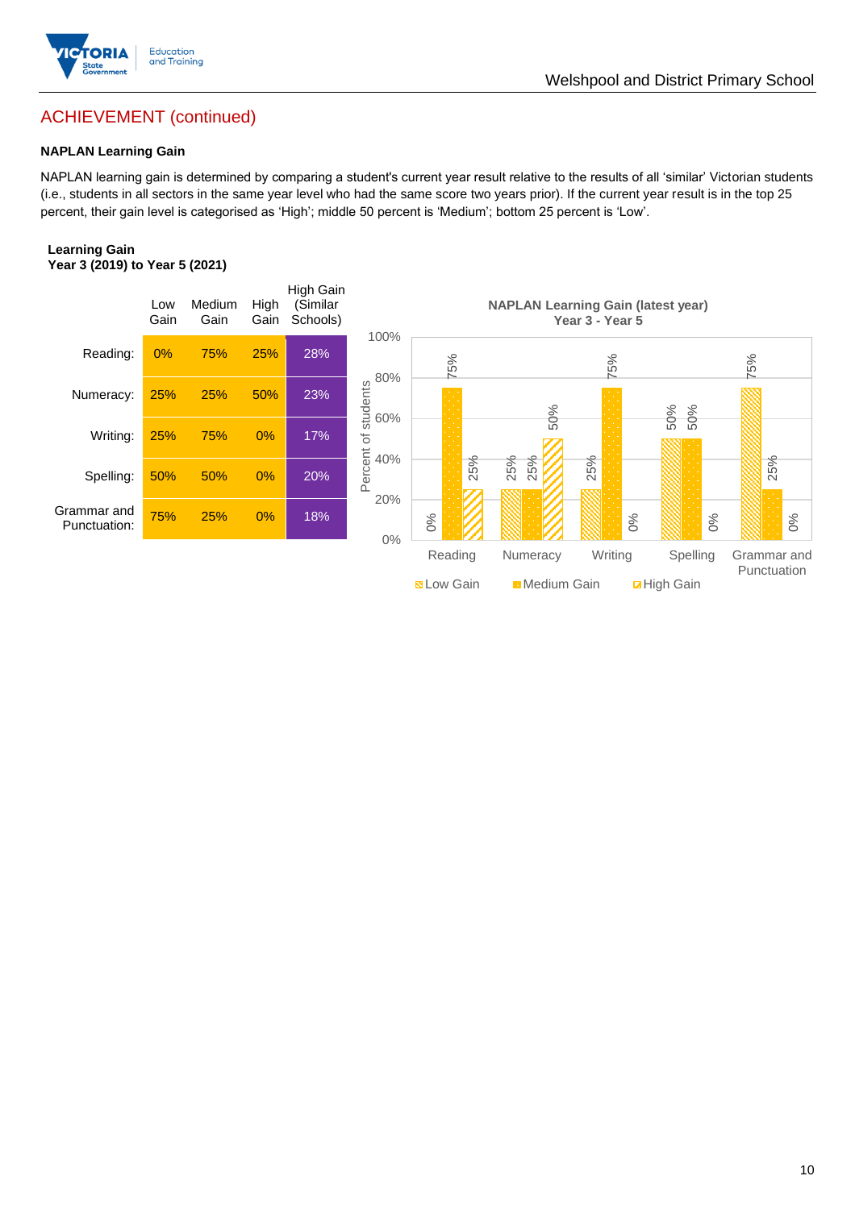## ACHIEVEMENT (continued)

**NAPLAN Learning Gain**

NAPLAN learning gain is determined by comparing a student's current year result relative to the results of all 'similar' Victorian students (i.e., students in all sectors in the same year level who had the same score two years prior). If the current year result is in the top 25 percent, their gain level is categorised as 'High'; middle 50 percent is 'Medium'; bottom 25 percent is 'Low'.

**Learning Gain**
**Year 3 (2019) to Year 5 (2021)**

| | Low Gain | Medium Gain | High Gain | High Gain (Similar Schools) |
|---|---|---|---|---|
| Reading: | 0% | 75% | 25% | 28% |
| Numeracy: | 25% | 25% | 50% | 23% |
| Writing: | 25% | 75% | 0% | 17% |
| Spelling: | 50% | 50% | 0% | 20% |
| Grammar and Punctuation: | 75% | 25% | 0% | 18% |

**NAPLAN Learning Gain (latest year)**
**Year 3 - Year 5**

| | Low Gain | Medium Gain | High Gain |
|---|---|---|---|
| Reading | 0% | 75% | 25% |
| Numeracy | 25% | 25% | 50% |
| Writing | 25% | 75% | 0% |
| Spelling | 50% | 50% | 0% |
| Grammar and Punctuation | 75% | 25% | 0% |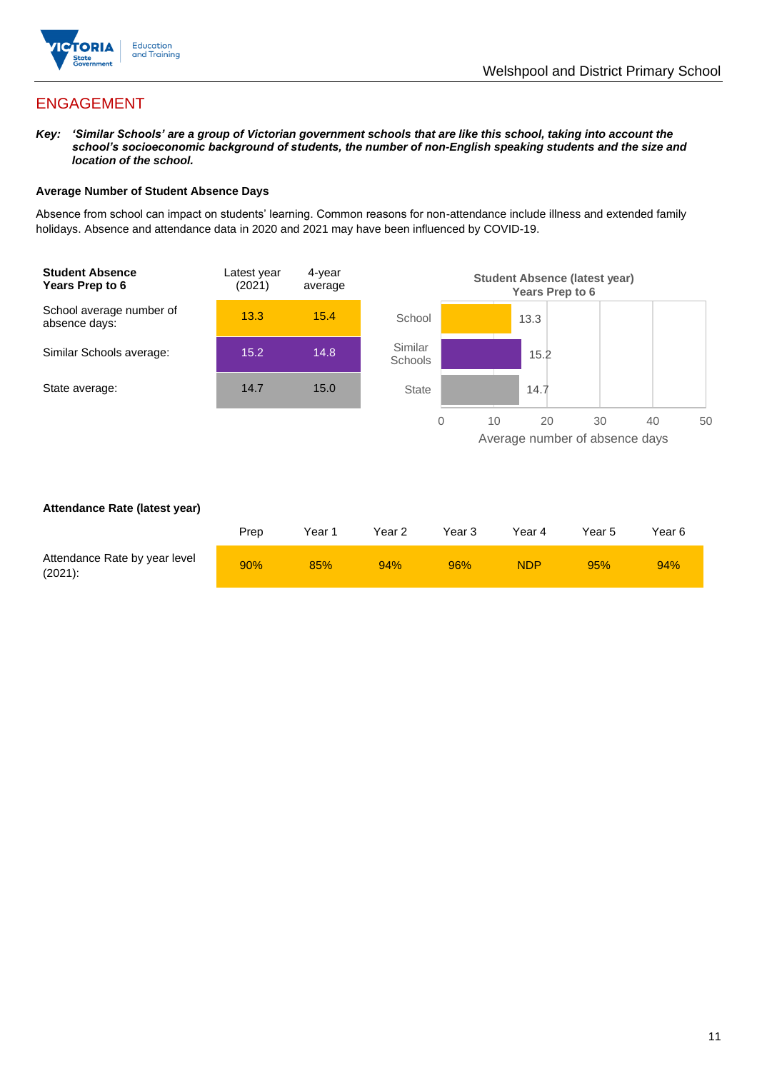## ENGAGEMENT

***Key:** 'Similar Schools' are a group of Victorian government schools that are like this school, taking into account the school's socioeconomic background of students, the number of non-English speaking students and the size and location of the school.*

**Average Number of Student Absence Days**

Absence from school can impact on students' learning. Common reasons for non-attendance include illness and extended family holidays. Absence and attendance data in 2020 and 2021 may have been influenced by COVID-19.

| **Student Absence Years Prep to 6** | Latest year (2021) | 4-year average |
|---|---|---|
| School average number of absence days: | 13.3 | 15.4 |
| Similar Schools average: | 15.2 | 14.8 |
| State average: | 14.7 | 15.0 |

**Student Absence (latest year) Years Prep to 6**

| | Average number of absence days |
|---|---|
| School | 13.3 |
| Similar Schools | 15.2 |
| State | 14.7 |

**Attendance Rate (latest year)**

| | Prep | Year 1 | Year 2 | Year 3 | Year 4 | Year 5 | Year 6 |
|---|---|---|---|---|---|---|---|
| Attendance Rate by year level (2021): | 90% | 85% | 94% | 96% | NDP | 95% | 94% |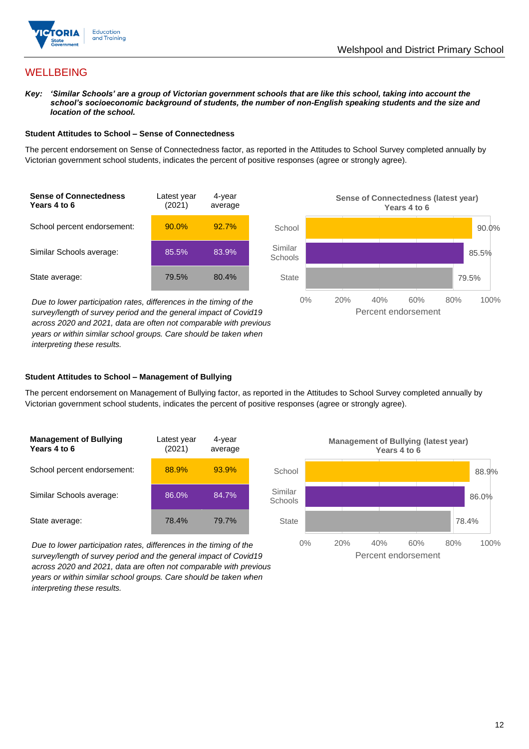## WELLBEING

***Key:*** ***'Similar Schools' are a group of Victorian government schools that are like this school, taking into account the school's socioeconomic background of students, the number of non-English speaking students and the size and location of the school.***

### Student Attitudes to School – Sense of Connectedness

The percent endorsement on Sense of Connectedness factor, as reported in the Attitudes to School Survey completed annually by Victorian government school students, indicates the percent of positive responses (agree or strongly agree).

| Sense of Connectedness Years 4 to 6 | Latest year (2021) | 4-year average |
|---|---|---|
| School percent endorsement: | 90.0% | 92.7% |
| Similar Schools average: | 85.5% | 83.9% |
| State average: | 79.5% | 80.4% |

*Due to lower participation rates, differences in the timing of the survey/length of survey period and the general impact of Covid19 across 2020 and 2021, data are often not comparable with previous years or within similar school groups. Care should be taken when interpreting these results.*

**Sense of Connectedness (latest year) Years 4 to 6**

| | Percent endorsement |
|---|---|
| School | 90.0% |
| Similar Schools | 85.5% |
| State | 79.5% |

### Student Attitudes to School – Management of Bullying

The percent endorsement on Management of Bullying factor, as reported in the Attitudes to School Survey completed annually by Victorian government school students, indicates the percent of positive responses (agree or strongly agree).

| Management of Bullying Years 4 to 6 | Latest year (2021) | 4-year average |
|---|---|---|
| School percent endorsement: | 88.9% | 93.9% |
| Similar Schools average: | 86.0% | 84.7% |
| State average: | 78.4% | 79.7% |

*Due to lower participation rates, differences in the timing of the survey/length of survey period and the general impact of Covid19 across 2020 and 2021, data are often not comparable with previous years or within similar school groups. Care should be taken when interpreting these results.*

**Management of Bullying (latest year) Years 4 to 6**

| | Percent endorsement |
|---|---|
| School | 88.9% |
| Similar Schools | 86.0% |
| State | 78.4% |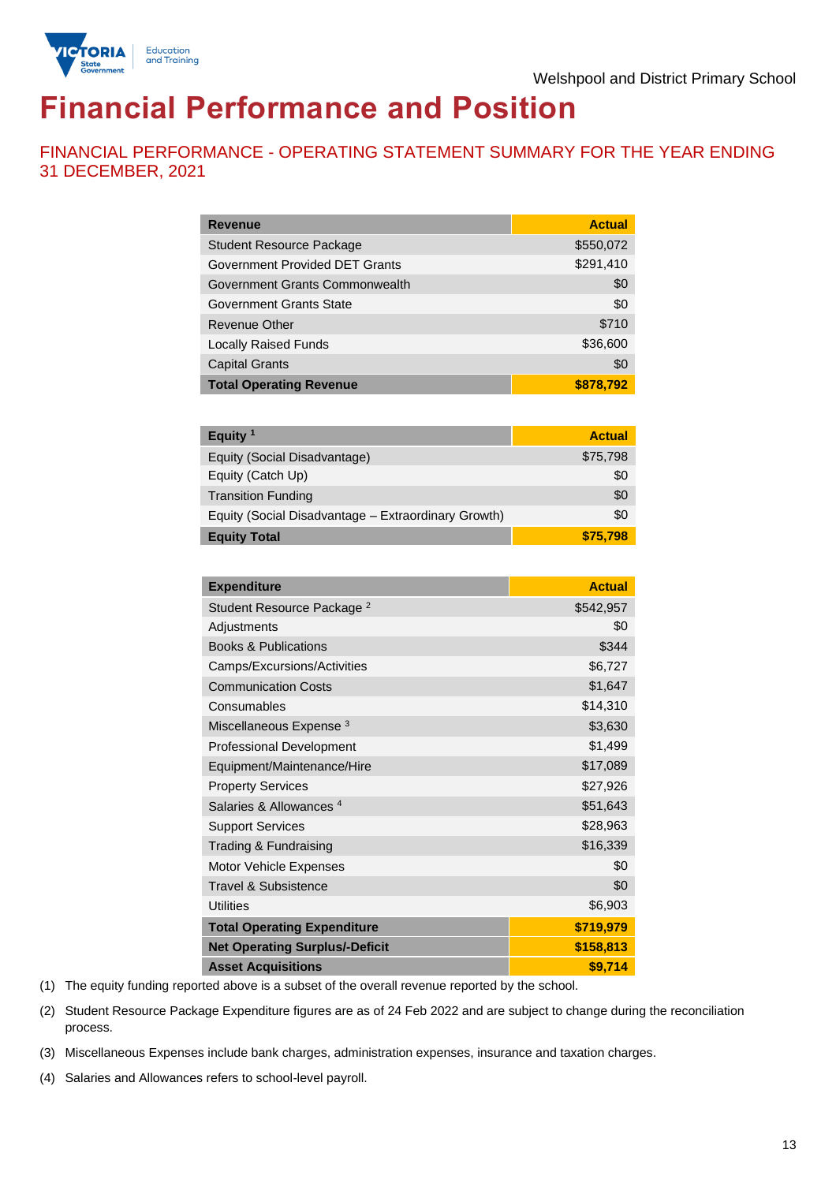Welshpool and District Primary School

# Financial Performance and Position

## FINANCIAL PERFORMANCE - OPERATING STATEMENT SUMMARY FOR THE YEAR ENDING 31 DECEMBER, 2021

| Revenue | Actual |
|---|---|
| Student Resource Package | $550,072 |
| Government Provided DET Grants | $291,410 |
| Government Grants Commonwealth | $0 |
| Government Grants State | $0 |
| Revenue Other | $710 |
| Locally Raised Funds | $36,600 |
| Capital Grants | $0 |
| **Total Operating Revenue** | **$878,792** |

| Equity [1] | Actual |
|---|---|
| Equity (Social Disadvantage) | $75,798 |
| Equity (Catch Up) | $0 |
| Transition Funding | $0 |
| Equity (Social Disadvantage – Extraordinary Growth) | $0 |
| **Equity Total** | **$75,798** |

| Expenditure | Actual |
|---|---|
| Student Resource Package [2] | $542,957 |
| Adjustments | $0 |
| Books & Publications | $344 |
| Camps/Excursions/Activities | $6,727 |
| Communication Costs | $1,647 |
| Consumables | $14,310 |
| Miscellaneous Expense [3] | $3,630 |
| Professional Development | $1,499 |
| Equipment/Maintenance/Hire | $17,089 |
| Property Services | $27,926 |
| Salaries & Allowances [4] | $51,643 |
| Support Services | $28,963 |
| Trading & Fundraising | $16,339 |
| Motor Vehicle Expenses | $0 |
| Travel & Subsistence | $0 |
| Utilities | $6,903 |
| **Total Operating Expenditure** | **$719,979** |
| **Net Operating Surplus/-Deficit** | **$158,813** |
| **Asset Acquisitions** | **$9,714** |

(1) The equity funding reported above is a subset of the overall revenue reported by the school.

(2) Student Resource Package Expenditure figures are as of 24 Feb 2022 and are subject to change during the reconciliation process.

(3) Miscellaneous Expenses include bank charges, administration expenses, insurance and taxation charges.

(4) Salaries and Allowances refers to school-level payroll.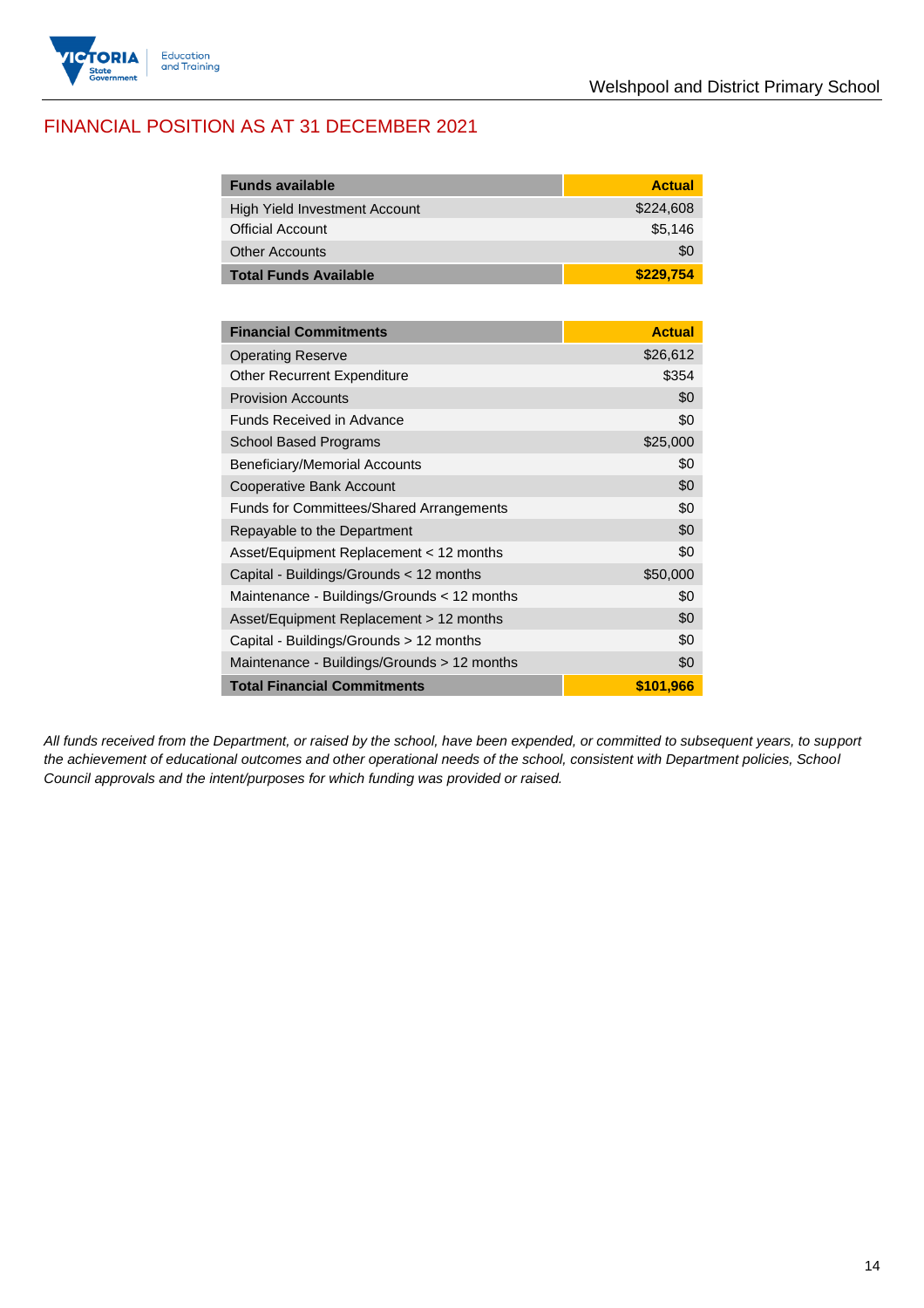# FINANCIAL POSITION AS AT 31 DECEMBER 2021

| Funds available | Actual |
|---|---|
| High Yield Investment Account | $224,608 |
| Official Account | $5,146 |
| Other Accounts | $0 |
| **Total Funds Available** | **$229,754** |

| Financial Commitments | Actual |
|---|---|
| Operating Reserve | $26,612 |
| Other Recurrent Expenditure | $354 |
| Provision Accounts | $0 |
| Funds Received in Advance | $0 |
| School Based Programs | $25,000 |
| Beneficiary/Memorial Accounts | $0 |
| Cooperative Bank Account | $0 |
| Funds for Committees/Shared Arrangements | $0 |
| Repayable to the Department | $0 |
| Asset/Equipment Replacement < 12 months | $0 |
| Capital - Buildings/Grounds < 12 months | $50,000 |
| Maintenance - Buildings/Grounds < 12 months | $0 |
| Asset/Equipment Replacement > 12 months | $0 |
| Capital - Buildings/Grounds > 12 months | $0 |
| Maintenance - Buildings/Grounds > 12 months | $0 |
| **Total Financial Commitments** | **$101,966** |

*All funds received from the Department, or raised by the school, have been expended, or committed to subsequent years, to support the achievement of educational outcomes and other operational needs of the school, consistent with Department policies, School Council approvals and the intent/purposes for which funding was provided or raised.*